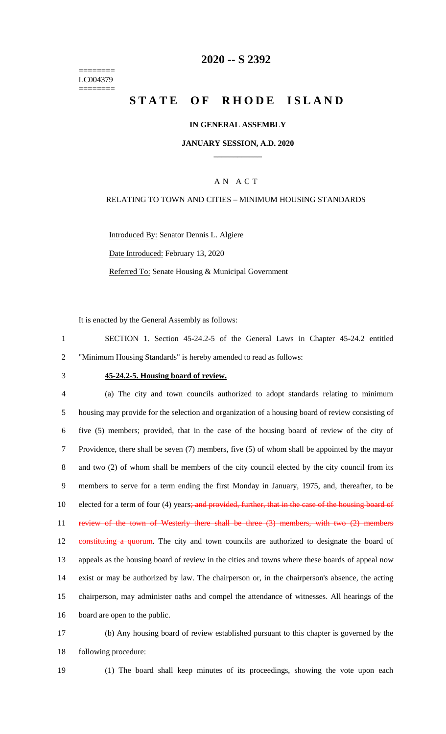========
LC004379
========

# 2020 -- S 2392

# STATE OF RHODE ISLAND

**IN GENERAL ASSEMBLY**

**JANUARY SESSION, A.D. 2020**

____________

A N A C T

RELATING TO TOWN AND CITIES – MINIMUM HOUSING STANDARDS

Introduced By: Senator Dennis L. Algiere

Date Introduced: February 13, 2020

Referred To: Senate Housing & Municipal Government

It is enacted by the General Assembly as follows:

1 SECTION 1. Section 45-24.2-5 of the General Laws in Chapter 45-24.2 entitled
2 "Minimum Housing Standards" is hereby amended to read as follows:

3 **45-24.2-5. Housing board of review.**

4 (a) The city and town councils authorized to adopt standards relating to minimum
5 housing may provide for the selection and organization of a housing board of review consisting of
6 five (5) members; provided, that in the case of the housing board of review of the city of
7 Providence, there shall be seven (7) members, five (5) of whom shall be appointed by the mayor
8 and two (2) of whom shall be members of the city council elected by the city council from its
9 members to serve for a term ending the first Monday in January, 1975, and, thereafter, to be
10 elected for a term of four (4) years~~; and provided, further, that in the case of the housing board of~~
11 ~~review of the town of Westerly there shall be three (3) members, with two (2) members~~
12 ~~constituting a quorum~~. The city and town councils are authorized to designate the board of
13 appeals as the housing board of review in the cities and towns where these boards of appeal now
14 exist or may be authorized by law. The chairperson or, in the chairperson's absence, the acting
15 chairperson, may administer oaths and compel the attendance of witnesses. All hearings of the
16 board are open to the public.

17 (b) Any housing board of review established pursuant to this chapter is governed by the
18 following procedure:

19 (1) The board shall keep minutes of its proceedings, showing the vote upon each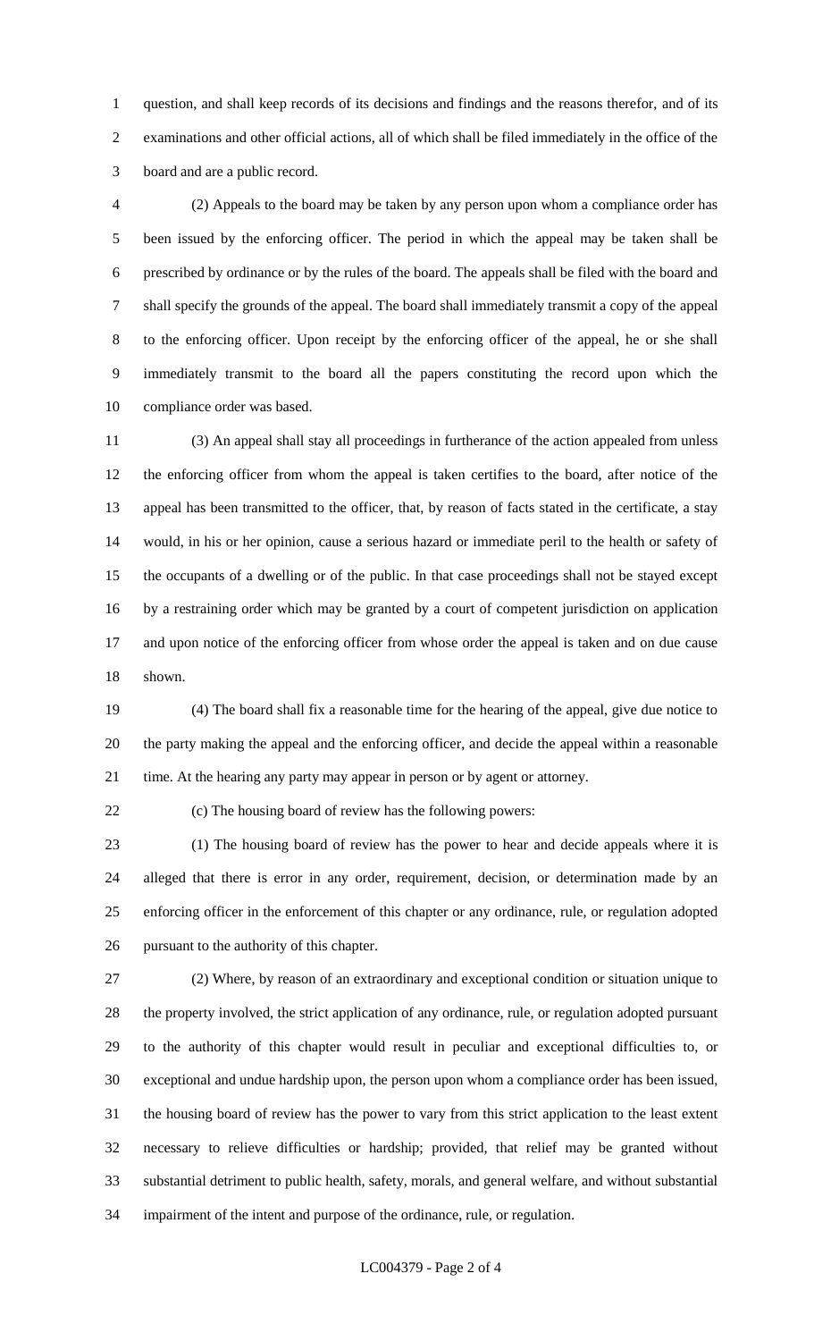question, and shall keep records of its decisions and findings and the reasons therefor, and of its examinations and other official actions, all of which shall be filed immediately in the office of the board and are a public record.

(2) Appeals to the board may be taken by any person upon whom a compliance order has been issued by the enforcing officer. The period in which the appeal may be taken shall be prescribed by ordinance or by the rules of the board. The appeals shall be filed with the board and shall specify the grounds of the appeal. The board shall immediately transmit a copy of the appeal to the enforcing officer. Upon receipt by the enforcing officer of the appeal, he or she shall immediately transmit to the board all the papers constituting the record upon which the compliance order was based.

(3) An appeal shall stay all proceedings in furtherance of the action appealed from unless the enforcing officer from whom the appeal is taken certifies to the board, after notice of the appeal has been transmitted to the officer, that, by reason of facts stated in the certificate, a stay would, in his or her opinion, cause a serious hazard or immediate peril to the health or safety of the occupants of a dwelling or of the public. In that case proceedings shall not be stayed except by a restraining order which may be granted by a court of competent jurisdiction on application and upon notice of the enforcing officer from whose order the appeal is taken and on due cause shown.

(4) The board shall fix a reasonable time for the hearing of the appeal, give due notice to the party making the appeal and the enforcing officer, and decide the appeal within a reasonable time. At the hearing any party may appear in person or by agent or attorney.

(c) The housing board of review has the following powers:

(1) The housing board of review has the power to hear and decide appeals where it is alleged that there is error in any order, requirement, decision, or determination made by an enforcing officer in the enforcement of this chapter or any ordinance, rule, or regulation adopted pursuant to the authority of this chapter.

(2) Where, by reason of an extraordinary and exceptional condition or situation unique to the property involved, the strict application of any ordinance, rule, or regulation adopted pursuant to the authority of this chapter would result in peculiar and exceptional difficulties to, or exceptional and undue hardship upon, the person upon whom a compliance order has been issued, the housing board of review has the power to vary from this strict application to the least extent necessary to relieve difficulties or hardship; provided, that relief may be granted without substantial detriment to public health, safety, morals, and general welfare, and without substantial impairment of the intent and purpose of the ordinance, rule, or regulation.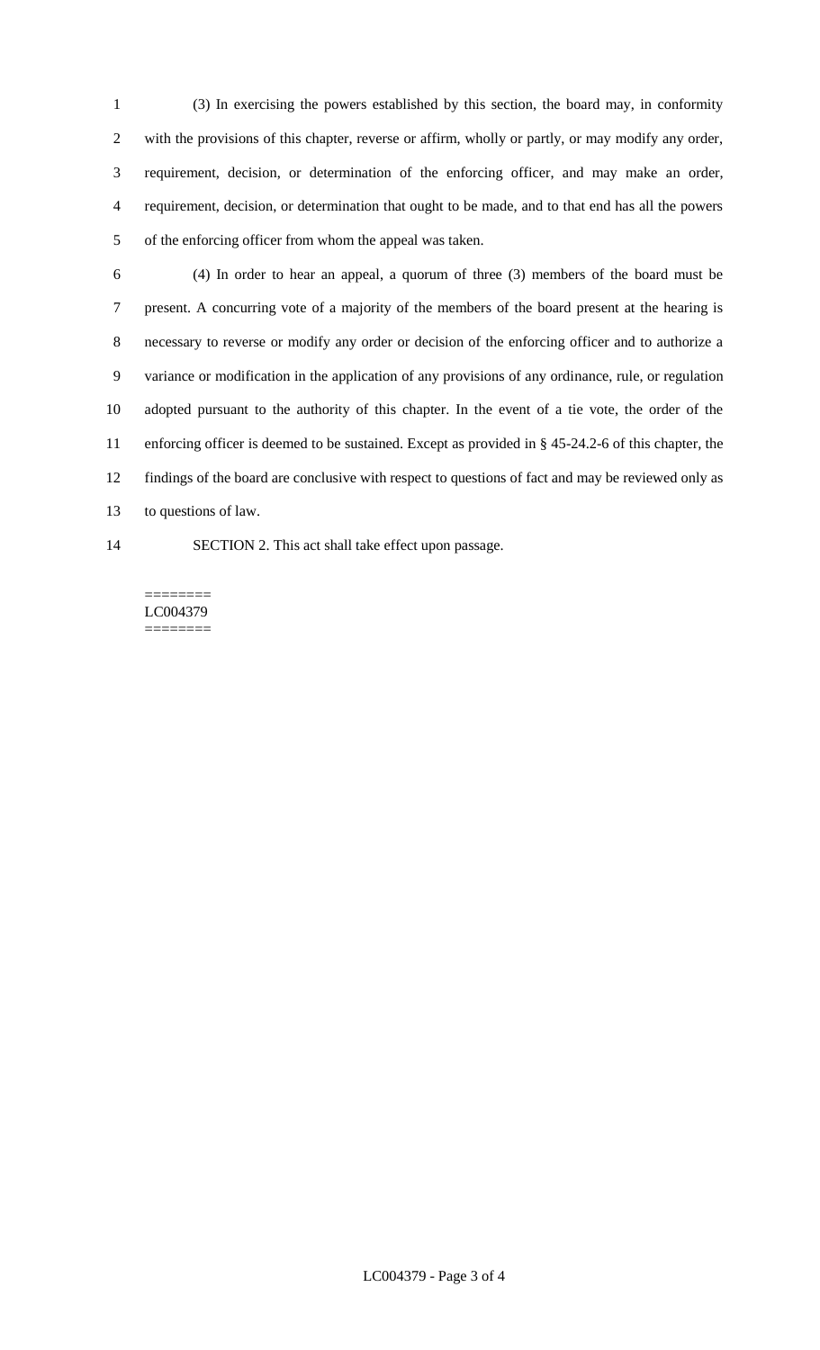(3) In exercising the powers established by this section, the board may, in conformity with the provisions of this chapter, reverse or affirm, wholly or partly, or may modify any order, requirement, decision, or determination of the enforcing officer, and may make an order, requirement, decision, or determination that ought to be made, and to that end has all the powers of the enforcing officer from whom the appeal was taken.

(4) In order to hear an appeal, a quorum of three (3) members of the board must be present. A concurring vote of a majority of the members of the board present at the hearing is necessary to reverse or modify any order or decision of the enforcing officer and to authorize a variance or modification in the application of any provisions of any ordinance, rule, or regulation adopted pursuant to the authority of this chapter. In the event of a tie vote, the order of the enforcing officer is deemed to be sustained. Except as provided in § 45-24.2-6 of this chapter, the findings of the board are conclusive with respect to questions of fact and may be reviewed only as to questions of law.

SECTION 2. This act shall take effect upon passage.

========
LC004379
========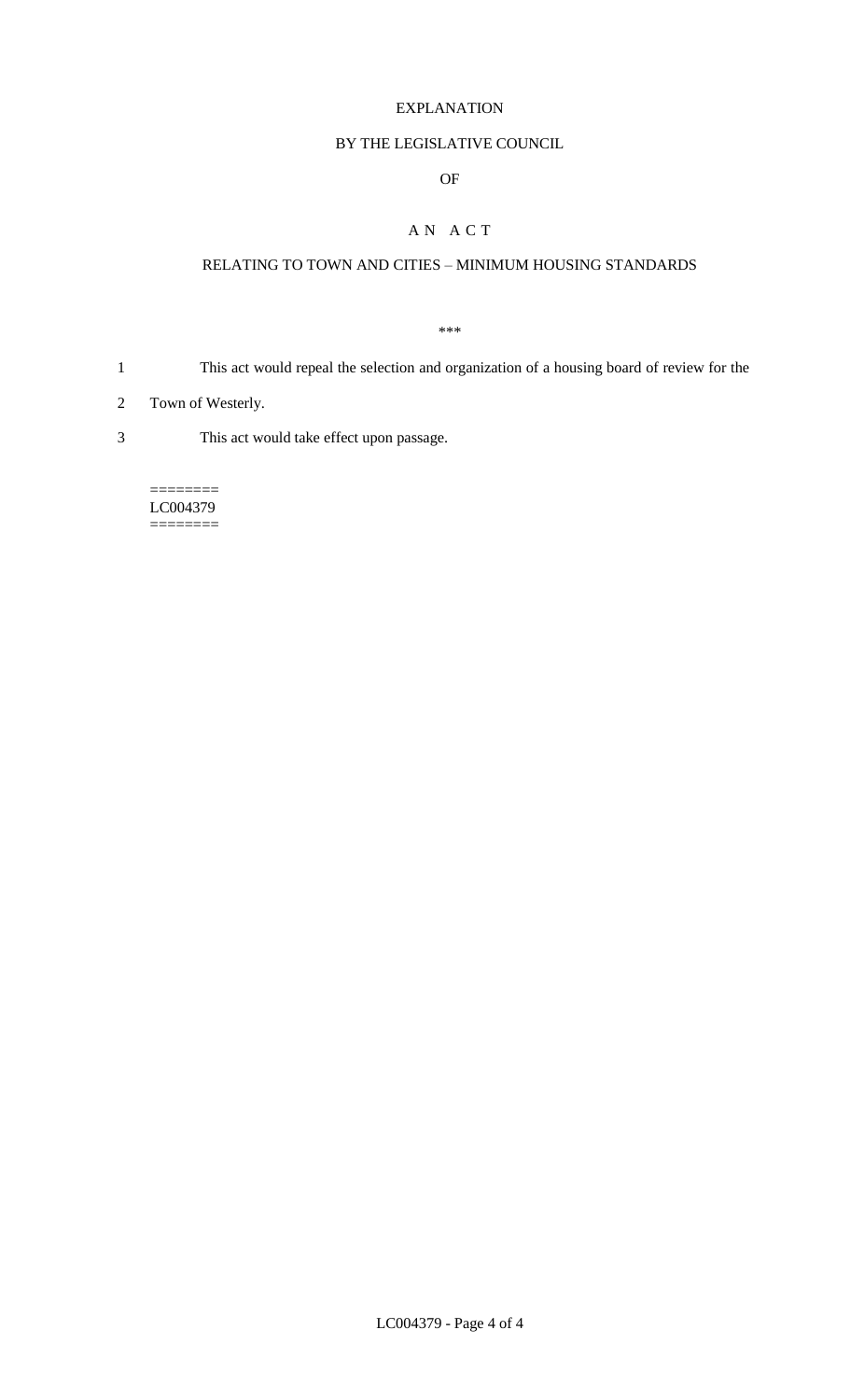EXPLANATION

BY THE LEGISLATIVE COUNCIL

OF

A N A C T

RELATING TO TOWN AND CITIES – MINIMUM HOUSING STANDARDS

\*\*\*

1 This act would repeal the selection and organization of a housing board of review for the
2 Town of Westerly.
3 This act would take effect upon passage.

========
LC004379
========